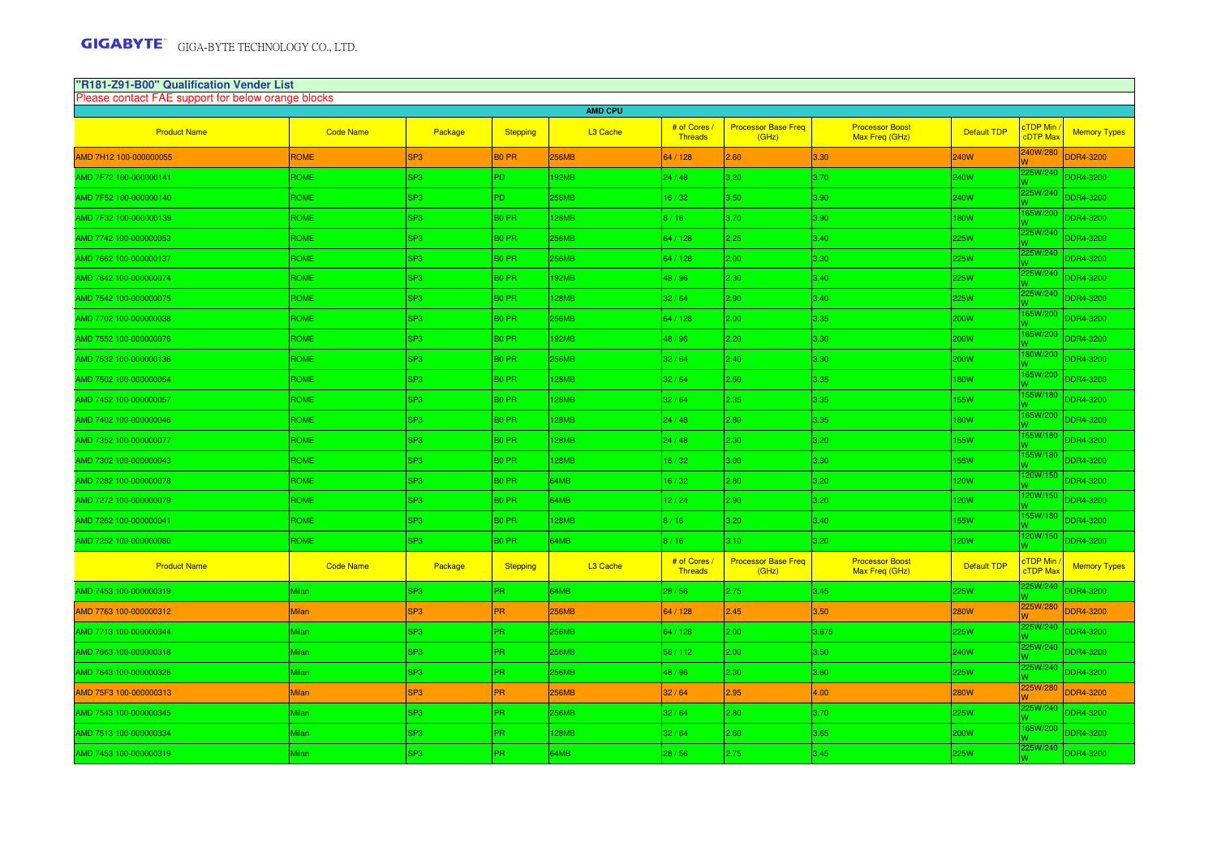GIGABYTE GIGA-BYTE TECHNOLOGY CO., LTD.

## "R181-Z91-B00" Qualification Vender List

Please contact FAE support for below orange blocks

| AMD CPU | | | | | | | | | | |
|---|---|---|---|---|---|---|---|---|---|---|
| Product Name | Code Name | Package | Stepping | L3 Cache | # of Cores / Threads | Processor Base Freq (GHz) | Processor Boost Max Freq (GHz) | Default TDP | cTDP Min / cDTP Max | Memory Types |
| AMD 7H12 100-000000055 | ROME | SP3 | B0 PR | 256MB | 64 / 128 | 2.60 | 3.30 | 240W | 240W/280 W | DDR4-3200 |
| AMD 7F72 100-000000141 | ROME | SP3 | PD | 192MB | 24 / 48 | 3.20 | 3.70 | 240W | 225W/240 W | DDR4-3200 |
| AMD 7F52 100-000000140 | ROME | SP3 | PD | 256MB | 16 / 32 | 3.50 | 3.90 | 240W | 225W/240 W | DDR4-3200 |
| AMD 7F32 100-000000139 | ROME | SP3 | B0 PR | 128MB | 8 / 16 | 3.70 | 3.90 | 180W | 165W/200 W | DDR4-3200 |
| AMD 7742 100-000000053 | ROME | SP3 | B0 PR | 256MB | 64 / 128 | 2.25 | 3.40 | 225W | 225W/240 W | DDR4-3200 |
| AMD 7662 100-000000137 | ROME | SP3 | B0 PR | 256MB | 64 / 128 | 2.00 | 3.30 | 225W | 225W/240 W | DDR4-3200 |
| AMD 7642 100-000000074 | ROME | SP3 | B0 PR | 192MB | 48 / 96 | 2.30 | 3.40 | 225W | 225W/240 W | DDR4-3200 |
| AMD 7542 100-000000075 | ROME | SP3 | B0 PR | 128MB | 32 / 64 | 2.90 | 3.40 | 225W | 225W/240 W | DDR4-3200 |
| AMD 7702 100-000000038 | ROME | SP3 | B0 PR | 256MB | 64 / 128 | 2.00 | 3.35 | 200W | 165W/200 W | DDR4-3200 |
| AMD 7552 100-000000076 | ROME | SP3 | B0 PR | 192MB | 48 / 96 | 2.20 | 3.30 | 200W | 165W/200 W | DDR4-3200 |
| AMD 7532 100-000000136 | ROME | SP3 | B0 PR | 256MB | 32 / 64 | 2.40 | 3.30 | 200W | 180W/200 W | DDR4-3200 |
| AMD 7502 100-000000054 | ROME | SP3 | B0 PR | 128MB | 32 / 64 | 2.50 | 3.35 | 180W | 165W/200 W | DDR4-3200 |
| AMD 7452 100-000000057 | ROME | SP3 | B0 PR | 128MB | 32 / 64 | 2.35 | 3.35 | 155W | 155W/180 W | DDR4-3200 |
| AMD 7402 100-000000046 | ROME | SP3 | B0 PR | 128MB | 24 / 48 | 2.80 | 3.35 | 180W | 165W/200 W | DDR4-3200 |
| AMD 7352 100-000000077 | ROME | SP3 | B0 PR | 128MB | 24 / 48 | 2.30 | 3.20 | 155W | 155W/180 W | DDR4-3200 |
| AMD 7302 100-000000043 | ROME | SP3 | B0 PR | 128MB | 16 / 32 | 3.00 | 3.30 | 155W | 155W/180 W | DDR4-3200 |
| AMD 7282 100-000000078 | ROME | SP3 | B0 PR | 64MB | 16 / 32 | 2.80 | 3.20 | 120W | 120W/150 W | DDR4-3200 |
| AMD 7272 100-000000079 | ROME | SP3 | B0 PR | 64MB | 12 / 24 | 2.90 | 3.20 | 120W | 120W/150 W | DDR4-3200 |
| AMD 7262 100-000000041 | ROME | SP3 | B0 PR | 128MB | 8 / 16 | 3.20 | 3.40 | 155W | 155W/180 W | DDR4-3200 |
| AMD 7252 100-000000080 | ROME | SP3 | B0 PR | 64MB | 8 / 16 | 3.10 | 3.20 | 120W | 120W/150 W | DDR4-3200 |
| Product Name | Code Name | Package | Stepping | L3 Cache | # of Cores / Threads | Processor Base Freq (GHz) | Processor Boost Max Freq (GHz) | Default TDP | cTDP Min / cTDP Max | Memory Types |
| AMD 7453 100-000000319 | Milan | SP3 | PR | 64MB | 28 / 56 | 2.75 | 3.45 | 225W | 225W/240 W | DDR4-3200 |
| AMD 7763 100-000000312 | Milan | SP3 | PR | 256MB | 64 / 128 | 2.45 | 3.50 | 280W | 225W/280 W | DDR4-3200 |
| AMD 7713 100-000000344 | Milan | SP3 | PR | 256MB | 64 / 128 | 2.00 | 3.675 | 225W | 225W/240 W | DDR4-3200 |
| AMD 7663 100-000000318 | Milan | SP3 | PR | 256MB | 56 / 112 | 2.00 | 3.50 | 240W | 225W/240 W | DDR4-3200 |
| AMD 7643 100-000000326 | Milan | SP3 | PR | 256MB | 48 / 96 | 2.30 | 3.60 | 225W | 225W/240 W | DDR4-3200 |
| AMD 75F3 100-000000313 | Milan | SP3 | PR | 256MB | 32 / 64 | 2.95 | 4.00 | 280W | 225W/280 W | DDR4-3200 |
| AMD 7543 100-000000345 | Milan | SP3 | PR | 256MB | 32 / 64 | 2.80 | 3.70 | 225W | 225W/240 W | DDR4-3200 |
| AMD 7513 100-000000334 | Milan | SP3 | PR | 128MB | 32 / 64 | 2.60 | 3.65 | 200W | 165W/200 W | DDR4-3200 |
| AMD 7453 100-000000319 | Milan | SP3 | PR | 64MB | 28 / 56 | 2.75 | 3.45 | 225W | 225W/240 W | DDR4-3200 |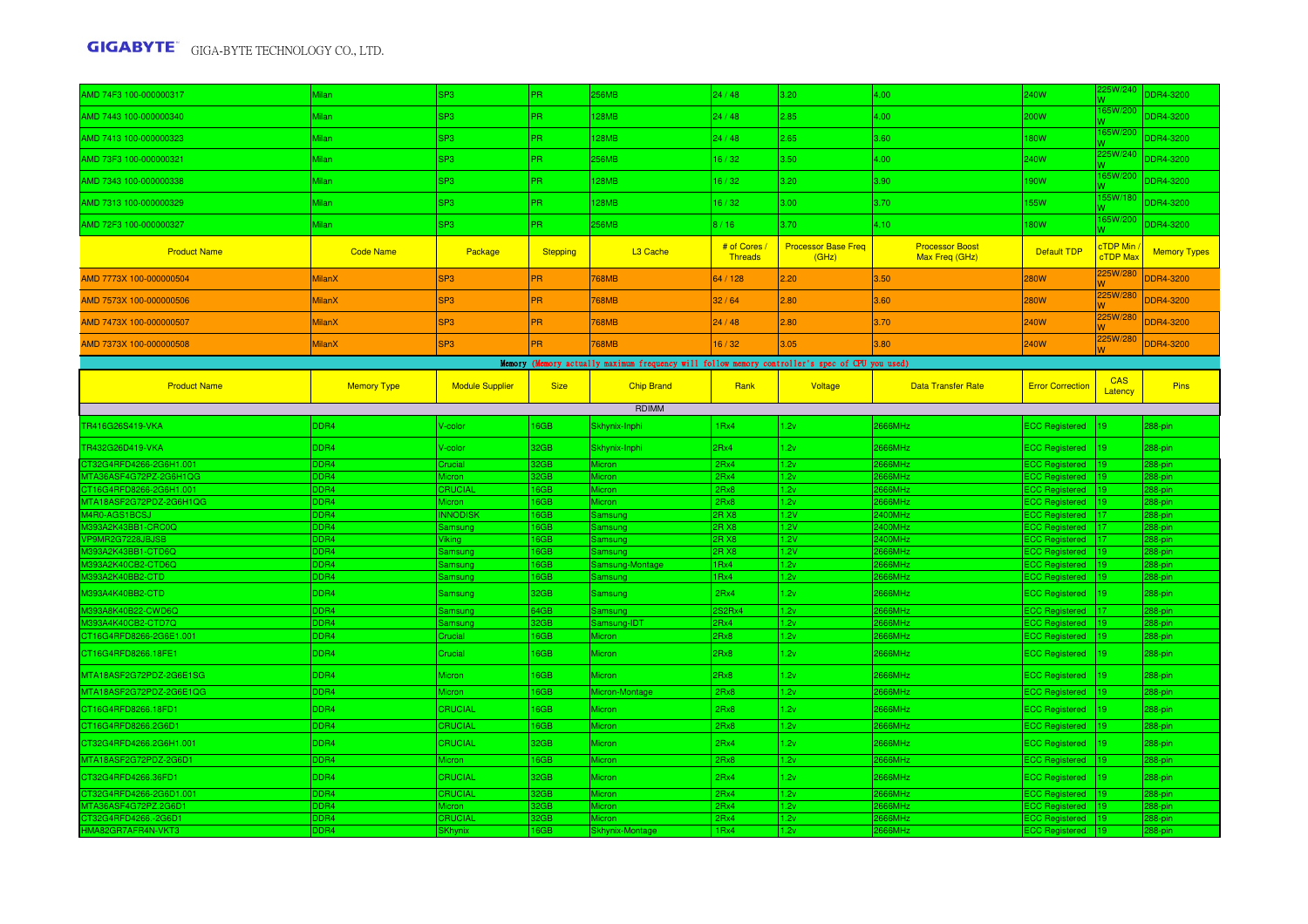| AMD 74F3 100-000000317 | Milan | SP3 | PR | 256MB | 24 / 48 | 3.20 | 4.00 | 240W | 225W/240W | DDR4-3200 |
|---|---|---|---|---|---|---|---|---|---|---|
| AMD 7443 100-000000340 | Milan | SP3 | PR | 128MB | 24 / 48 | 2.85 | 4.00 | 200W | 165W/200W | DDR4-3200 |
| AMD 7413 100-000000323 | Milan | SP3 | PR | 128MB | 24 / 48 | 2.65 | 3.60 | 180W | 165W/200W | DDR4-3200 |
| AMD 73F3 100-000000321 | Milan | SP3 | PR | 256MB | 16 / 32 | 3.50 | 4.00 | 240W | 225W/240W | DDR4-3200 |
| AMD 7343 100-000000338 | Milan | SP3 | PR | 128MB | 16 / 32 | 3.20 | 3.90 | 190W | 165W/200W | DDR4-3200 |
| AMD 7313 100-000000329 | Milan | SP3 | PR | 128MB | 16 / 32 | 3.00 | 3.70 | 155W | 155W/180W | DDR4-3200 |
| AMD 72F3 100-000000327 | Milan | SP3 | PR | 256MB | 8 / 16 | 3.70 | 4.10 | 180W | 165W/200W | DDR4-3200 |

| Product Name | Code Name | Package | Stepping | L3 Cache | # of Cores / Threads | Processor Base Freq (GHz) | Processor Boost Max Freq (GHz) | Default TDP | cTDP Min / cTDP Max | Memory Types |
|---|---|---|---|---|---|---|---|---|---|---|
| AMD 7773X 100-000000504 | MilanX | SP3 | PR | 768MB | 64 / 128 | 2.20 | 3.50 | 280W | 225W/280W | DDR4-3200 |
| AMD 7573X 100-000000506 | MilanX | SP3 | PR | 768MB | 32 / 64 | 2.80 | 3.60 | 280W | 225W/280W | DDR4-3200 |
| AMD 7473X 100-000000507 | MilanX | SP3 | PR | 768MB | 24 / 48 | 2.80 | 3.70 | 240W | 225W/280W | DDR4-3200 |
| AMD 7373X 100-000000508 | MilanX | SP3 | PR | 768MB | 16 / 32 | 3.05 | 3.80 | 240W | 225W/280W | DDR4-3200 |

**Memory** (Memory actually maximum frequency will follow memory controller's spec of CPU you used)

| Product Name | Memory Type | Module Supplier | Size | Chip Brand | Rank | Voltage | Data Transfer Rate | Error Correction | CAS Latency | Pins |
|---|---|---|---|---|---|---|---|---|---|---|
| | | | | RDIMM | | | | | | |
| TR416G26S419-VKA | DDR4 | V-color | 16GB | Skhynix-Inphi | 1Rx4 | 1.2v | 2666MHz | ECC Registered | 19 | 288-pin |
| TR432G26D419-VKA | DDR4 | V-color | 32GB | Skhynix-Inphi | 2Rx4 | 1.2v | 2666MHz | ECC Registered | 19 | 288-pin |
| CT32G4RFD4266-2G6H1.001 | DDR4 | Crucial | 32GB | Micron | 2Rx4 | 1.2v | 2666MHz | ECC Registered | 19 | 288-pin |
| MTA36ASF4G72PZ-2G6H1QG | DDR4 | Micron | 32GB | Micron | 2Rx4 | 1.2v | 2666MHz | ECC Registered | 19 | 288-pin |
| CT16G4RFD8266-2G6H1.001 | DDR4 | CRUCIAL | 16GB | Micron | 2Rx8 | 1.2v | 2666MHz | ECC Registered | 19 | 288-pin |
| MTA18ASF2G72PDZ-2G6H1QG | DDR4 | Micron | 16GB | Micron | 2Rx8 | 1.2v | 2666MHz | ECC Registered | 19 | 288-pin |
| M4R0-AGS1BCSJ | DDR4 | INNODISK | 16GB | Samsung | 2R X8 | 1.2V | 2400MHz | ECC Registered | 17 | 288-pin |
| M393A2K43BB1-CRC0Q | DDR4 | Samsung | 16GB | Samsung | 2R X8 | 1.2V | 2400MHz | ECC Registered | 17 | 288-pin |
| VP9MR2G7228JBJSB | DDR4 | Viking | 16GB | Samsung | 2R X8 | 1.2V | 2400MHz | ECC Registered | 17 | 288-pin |
| M393A2K43BB1-CTD6Q | DDR4 | Samsung | 16GB | Samsung | 2R X8 | 1.2V | 2666MHz | ECC Registered | 19 | 288-pin |
| M393A2K40CB2-CTD6Q | DDR4 | Samsung | 16GB | Samsung-Montage | 1Rx4 | 1.2v | 2666MHz | ECC Registered | 19 | 288-pin |
| M393A2K40BB2-CTD | DDR4 | Samsung | 16GB | Samsung | 1Rx4 | 1.2v | 2666MHz | ECC Registered | 19 | 288-pin |
| M393A4K40BB2-CTD | DDR4 | Samsung | 32GB | Samsung | 2Rx4 | 1.2v | 2666MHz | ECC Registered | 19 | 288-pin |
| M393A8K40B22-CWD6Q | DDR4 | Samsung | 64GB | Samsung | 2S2Rx4 | 1.2v | 2666MHz | ECC Registered | 17 | 288-pin |
| M393A4K40CB2-CTD7Q | DDR4 | Samsung | 32GB | Samsung-IDT | 2Rx4 | 1.2v | 2666MHz | ECC Registered | 19 | 288-pin |
| CT16G4RFD8266-2G6E1.001 | DDR4 | Crucial | 16GB | Micron | 2Rx8 | 1.2v | 2666MHz | ECC Registered | 19 | 288-pin |
| CT16G4RFD8266.18FE1 | DDR4 | Crucial | 16GB | Micron | 2Rx8 | 1.2v | 2666MHz | ECC Registered | 19 | 288-pin |
| MTA18ASF2G72PDZ-2G6E1SG | DDR4 | Micron | 16GB | Micron | 2Rx8 | 1.2v | 2666MHz | ECC Registered | 19 | 288-pin |
| MTA18ASF2G72PDZ-2G6E1QG | DDR4 | Micron | 16GB | Micron-Montage | 2Rx8 | 1.2v | 2666MHz | ECC Registered | 19 | 288-pin |
| CT16G4RFD8266.18FD1 | DDR4 | CRUCIAL | 16GB | Micron | 2Rx8 | 1.2v | 2666MHz | ECC Registered | 19 | 288-pin |
| CT16G4RFD8266.2G6D1 | DDR4 | CRUCIAL | 16GB | Micron | 2Rx8 | 1.2v | 2666MHz | ECC Registered | 19 | 288-pin |
| CT32G4RFD4266.2G6H1.001 | DDR4 | CRUCIAL | 32GB | Micron | 2Rx4 | 1.2v | 2666MHz | ECC Registered | 19 | 288-pin |
| MTA18ASF2G72PDZ-2G6D1 | DDR4 | Micron | 16GB | Micron | 2Rx8 | 1.2v | 2666MHz | ECC Registered | 19 | 288-pin |
| CT32G4RFD4266.36FD1 | DDR4 | CRUCIAL | 32GB | Micron | 2Rx4 | 1.2v | 2666MHz | ECC Registered | 19 | 288-pin |
| CT32G4RFD4266-2G6D1.001 | DDR4 | CRUCIAL | 32GB | Micron | 2Rx4 | 1.2v | 2666MHz | ECC Registered | 19 | 288-pin |
| MTA36ASF4G72PZ.2G6D1 | DDR4 | Micron | 32GB | Micron | 2Rx4 | 1.2v | 2666MHz | ECC Registered | 19 | 288-pin |
| CT32G4RFD4266.-2G6D1 | DDR4 | CRUCIAL | 32GB | Micron | 2Rx4 | 1.2v | 2666MHz | ECC Registered | 19 | 288-pin |
| HMA82GR7AFR4N-VKT3 | DDR4 | SKhynix | 16GB | Skhynix-Montage | 1Rx4 | 1.2v | 2666MHz | ECC Registered | 19 | 288-pin |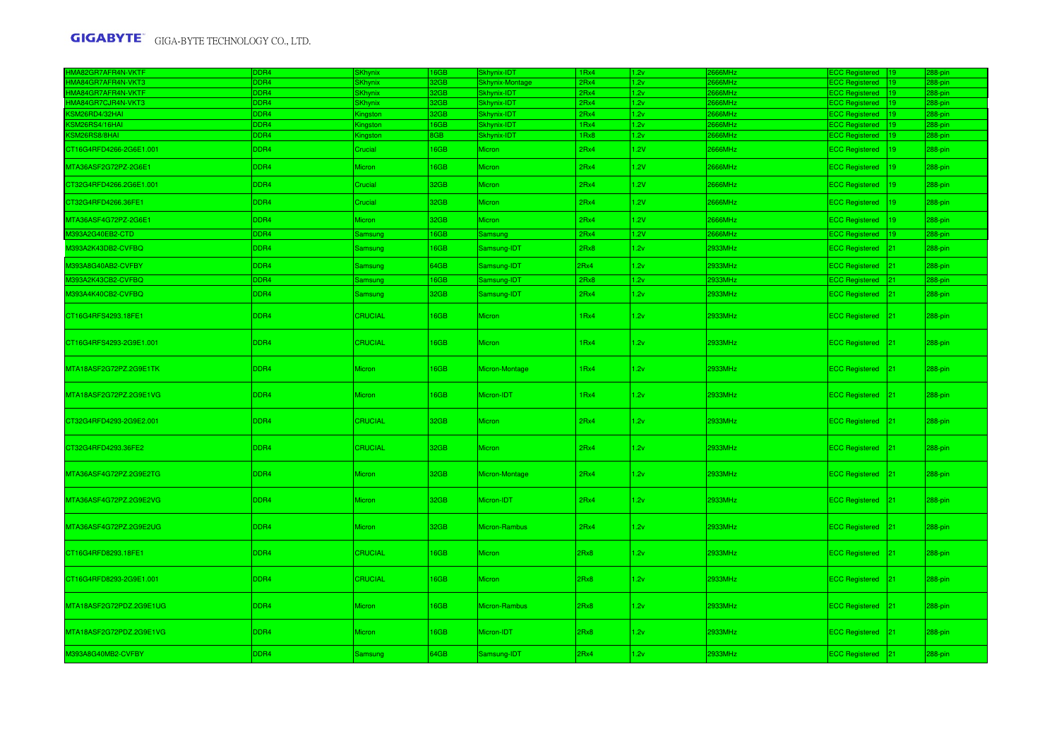| | | | | | | | | | | |
|---|---|---|---|---|---|---|---|---|---|---|
| HMA82GR7AFR4N-VKTF | DDR4 | SKhynix | 16GB | Skhynix-IDT | 1Rx4 | 1.2v | 2666MHz | ECC Registered | 19 | 288-pin |
| HMA84GR7AFR4N-VKT3 | DDR4 | SKhynix | 32GB | Skhynix-Montage | 2Rx4 | 1.2v | 2666MHz | ECC Registered | 19 | 288-pin |
| HMA84GR7AFR4N-VKTF | DDR4 | SKhynix | 32GB | Skhynix-IDT | 2Rx4 | 1.2v | 2666MHz | ECC Registered | 19 | 288-pin |
| HMA84GR7CJR4N-VKT3 | DDR4 | SKhynix | 32GB | Skhynix-IDT | 2Rx4 | 1.2v | 2666MHz | ECC Registered | 19 | 288-pin |
| KSM26RD4/32HAI | DDR4 | Kingston | 32GB | Skhynix-IDT | 2Rx4 | 1.2v | 2666MHz | ECC Registered | 19 | 288-pin |
| KSM26RS4/16HAI | DDR4 | Kingston | 16GB | Skhynix-IDT | 1Rx4 | 1.2v | 2666MHz | ECC Registered | 19 | 288-pin |
| KSM26RS8/8HAI | DDR4 | Kingston | 8GB | Skhynix-IDT | 1Rx8 | 1.2v | 2666MHz | ECC Registered | 19 | 288-pin |
| CT16G4RFD4266-2G6E1.001 | DDR4 | Crucial | 16GB | Micron | 2Rx4 | 1.2V | 2666MHz | ECC Registered | 19 | 288-pin |
| MTA36ASF2G72PZ-2G6E1 | DDR4 | Micron | 16GB | Micron | 2Rx4 | 1.2V | 2666MHz | ECC Registered | 19 | 288-pin |
| CT32G4RFD4266.2G6E1.001 | DDR4 | Crucial | 32GB | Micron | 2Rx4 | 1.2V | 2666MHz | ECC Registered | 19 | 288-pin |
| CT32G4RFD4266.36FE1 | DDR4 | Crucial | 32GB | Micron | 2Rx4 | 1.2V | 2666MHz | ECC Registered | 19 | 288-pin |
| MTA36ASF4G72PZ-2G6E1 | DDR4 | Micron | 32GB | Micron | 2Rx4 | 1.2V | 2666MHz | ECC Registered | 19 | 288-pin |
| M393A2G40EB2-CTD | DDR4 | Samsung | 16GB | Samsung | 2Rx4 | 1.2V | 2666MHz | ECC Registered | 19 | 288-pin |
| M393A2K43DB2-CVFBQ | DDR4 | Samsung | 16GB | Samsung-IDT | 2Rx8 | 1.2v | 2933MHz | ECC Registered | 21 | 288-pin |
| M393A8G40AB2-CVFBY | DDR4 | Samsung | 64GB | Samsung-IDT | 2Rx4 | 1.2v | 2933MHz | ECC Registered | 21 | 288-pin |
| M393A2K43CB2-CVFBQ | DDR4 | Samsung | 16GB | Samsung-IDT | 2Rx8 | 1.2v | 2933MHz | ECC Registered | 21 | 288-pin |
| M393A4K40CB2-CVFBQ | DDR4 | Samsung | 32GB | Samsung-IDT | 2Rx4 | 1.2v | 2933MHz | ECC Registered | 21 | 288-pin |
| CT16G4RFS4293.18FE1 | DDR4 | CRUCIAL | 16GB | Micron | 1Rx4 | 1.2v | 2933MHz | ECC Registered | 21 | 288-pin |
| CT16G4RFS4293-2G9E1.001 | DDR4 | CRUCIAL | 16GB | Micron | 1Rx4 | 1.2v | 2933MHz | ECC Registered | 21 | 288-pin |
| MTA18ASF2G72PZ.2G9E1TK | DDR4 | Micron | 16GB | Micron-Montage | 1Rx4 | 1.2v | 2933MHz | ECC Registered | 21 | 288-pin |
| MTA18ASF2G72PZ.2G9E1VG | DDR4 | Micron | 16GB | Micron-IDT | 1Rx4 | 1.2v | 2933MHz | ECC Registered | 21 | 288-pin |
| CT32G4RFD4293-2G9E2.001 | DDR4 | CRUCIAL | 32GB | Micron | 2Rx4 | 1.2v | 2933MHz | ECC Registered | 21 | 288-pin |
| CT32G4RFD4293.36FE2 | DDR4 | CRUCIAL | 32GB | Micron | 2Rx4 | 1.2v | 2933MHz | ECC Registered | 21 | 288-pin |
| MTA36ASF4G72PZ.2G9E2TG | DDR4 | Micron | 32GB | Micron-Montage | 2Rx4 | 1.2v | 2933MHz | ECC Registered | 21 | 288-pin |
| MTA36ASF4G72PZ.2G9E2VG | DDR4 | Micron | 32GB | Micron-IDT | 2Rx4 | 1.2v | 2933MHz | ECC Registered | 21 | 288-pin |
| MTA36ASF4G72PZ.2G9E2UG | DDR4 | Micron | 32GB | Micron-Rambus | 2Rx4 | 1.2v | 2933MHz | ECC Registered | 21 | 288-pin |
| CT16G4RFD8293.18FE1 | DDR4 | CRUCIAL | 16GB | Micron | 2Rx8 | 1.2v | 2933MHz | ECC Registered | 21 | 288-pin |
| CT16G4RFD8293-2G9E1.001 | DDR4 | CRUCIAL | 16GB | Micron | 2Rx8 | 1.2v | 2933MHz | ECC Registered | 21 | 288-pin |
| MTA18ASF2G72PDZ.2G9E1UG | DDR4 | Micron | 16GB | Micron-Rambus | 2Rx8 | 1.2v | 2933MHz | ECC Registered | 21 | 288-pin |
| MTA18ASF2G72PDZ.2G9E1VG | DDR4 | Micron | 16GB | Micron-IDT | 2Rx8 | 1.2v | 2933MHz | ECC Registered | 21 | 288-pin |
| M393A8G40MB2-CVFBY | DDR4 | Samsung | 64GB | Samsung-IDT | 2Rx4 | 1.2v | 2933MHz | ECC Registered | 21 | 288-pin |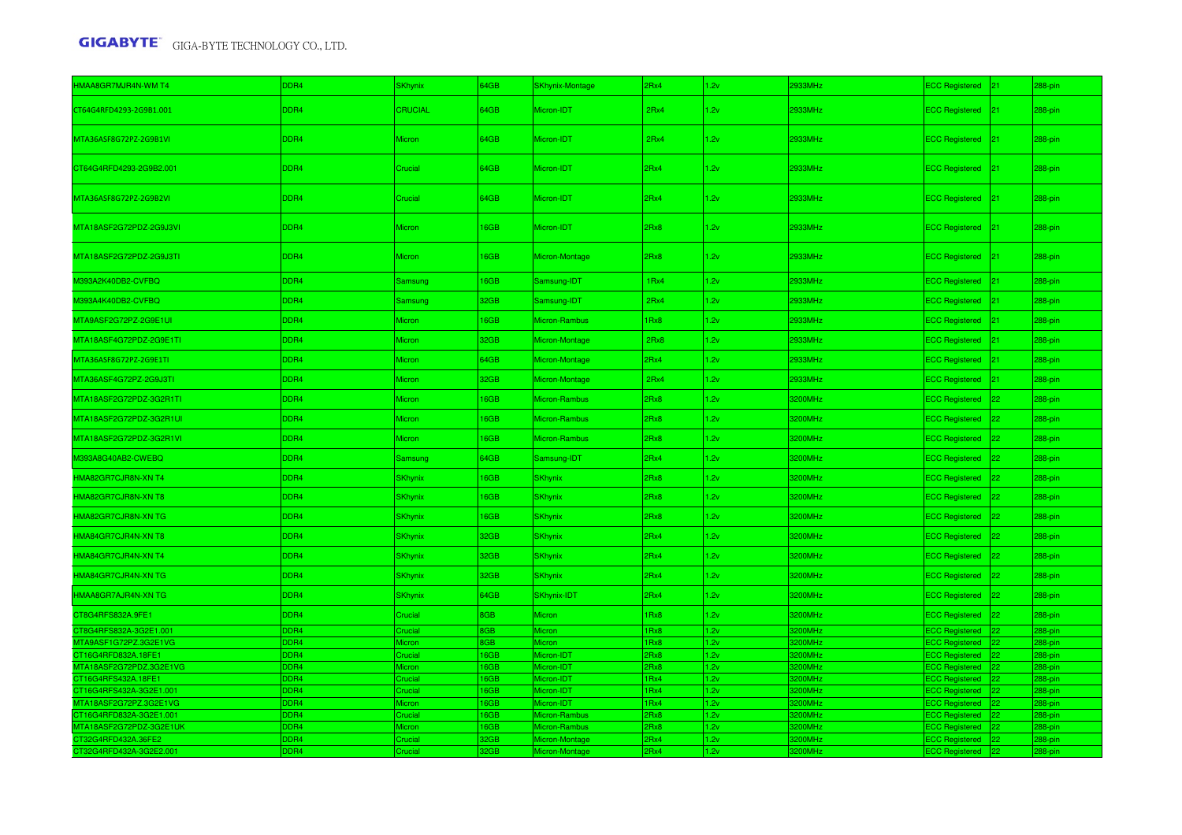| HMAA8GR7MJR4N-WM T4 | DDR4 | SKhynix | 64GB | SKhynix-Montage | 2Rx4 | 1.2v | 2933MHz | ECC Registered | 21 | 288-pin |
|---|---|---|---|---|---|---|---|---|---|---|
| CT64G4RFD4293-2G9B1.001 | DDR4 | CRUCIAL | 64GB | Micron-IDT | 2Rx4 | 1.2v | 2933MHz | ECC Registered | 21 | 288-pin |
| MTA36ASF8G72PZ-2G9B1VI | DDR4 | Micron | 64GB | Micron-IDT | 2Rx4 | 1.2v | 2933MHz | ECC Registered | 21 | 288-pin |
| CT64G4RFD4293-2G9B2.001 | DDR4 | Crucial | 64GB | Micron-IDT | 2Rx4 | 1.2v | 2933MHz | ECC Registered | 21 | 288-pin |
| MTA36ASF8G72PZ-2G9B2VI | DDR4 | Crucial | 64GB | Micron-IDT | 2Rx4 | 1.2v | 2933MHz | ECC Registered | 21 | 288-pin |
| MTA18ASF2G72PDZ-2G9J3VI | DDR4 | Micron | 16GB | Micron-IDT | 2Rx8 | 1.2v | 2933MHz | ECC Registered | 21 | 288-pin |
| MTA18ASF2G72PDZ-2G9J3TI | DDR4 | Micron | 16GB | Micron-Montage | 2Rx8 | 1.2v | 2933MHz | ECC Registered | 21 | 288-pin |
| M393A2K40DB2-CVFBQ | DDR4 | Samsung | 16GB | Samsung-IDT | 1Rx4 | 1.2v | 2933MHz | ECC Registered | 21 | 288-pin |
| M393A4K40DB2-CVFBQ | DDR4 | Samsung | 32GB | Samsung-IDT | 2Rx4 | 1.2v | 2933MHz | ECC Registered | 21 | 288-pin |
| MTA9ASF2G72PZ-2G9E1UI | DDR4 | Micron | 16GB | Micron-Rambus | 1Rx8 | 1.2v | 2933MHz | ECC Registered | 21 | 288-pin |
| MTA18ASF4G72PDZ-2G9E1TI | DDR4 | Micron | 32GB | Micron-Montage | 2Rx8 | 1.2v | 2933MHz | ECC Registered | 21 | 288-pin |
| MTA36ASF8G72PZ-2G9E1TI | DDR4 | Micron | 64GB | Micron-Montage | 2Rx4 | 1.2v | 2933MHz | ECC Registered | 21 | 288-pin |
| MTA36ASF4G72PZ-2G9J3TI | DDR4 | Micron | 32GB | Micron-Montage | 2Rx4 | 1.2v | 2933MHz | ECC Registered | 21 | 288-pin |
| MTA18ASF2G72PDZ-3G2R1TI | DDR4 | Micron | 16GB | Micron-Rambus | 2Rx8 | 1.2v | 3200MHz | ECC Registered | 22 | 288-pin |
| MTA18ASF2G72PDZ-3G2R1UI | DDR4 | Micron | 16GB | Micron-Rambus | 2Rx8 | 1.2v | 3200MHz | ECC Registered | 22 | 288-pin |
| MTA18ASF2G72PDZ-3G2R1VI | DDR4 | Micron | 16GB | Micron-Rambus | 2Rx8 | 1.2v | 3200MHz | ECC Registered | 22 | 288-pin |
| M393A8G40AB2-CWEBQ | DDR4 | Samsung | 64GB | Samsung-IDT | 2Rx4 | 1.2v | 3200MHz | ECC Registered | 22 | 288-pin |
| HMA82GR7CJR8N-XN T4 | DDR4 | SKhynix | 16GB | SKhynix | 2Rx8 | 1.2v | 3200MHz | ECC Registered | 22 | 288-pin |
| HMA82GR7CJR8N-XN T8 | DDR4 | SKhynix | 16GB | SKhynix | 2Rx8 | 1.2v | 3200MHz | ECC Registered | 22 | 288-pin |
| HMA82GR7CJR8N-XN TG | DDR4 | SKhynix | 16GB | SKhynix | 2Rx8 | 1.2v | 3200MHz | ECC Registered | 22 | 288-pin |
| HMA84GR7CJR4N-XN T8 | DDR4 | SKhynix | 32GB | SKhynix | 2Rx4 | 1.2v | 3200MHz | ECC Registered | 22 | 288-pin |
| HMA84GR7CJR4N-XN T4 | DDR4 | SKhynix | 32GB | SKhynix | 2Rx4 | 1.2v | 3200MHz | ECC Registered | 22 | 288-pin |
| HMA84GR7CJR4N-XN TG | DDR4 | SKhynix | 32GB | SKhynix | 2Rx4 | 1.2v | 3200MHz | ECC Registered | 22 | 288-pin |
| HMAA8GR7AJR4N-XN TG | DDR4 | SKhynix | 64GB | SKhynix-IDT | 2Rx4 | 1.2v | 3200MHz | ECC Registered | 22 | 288-pin |
| CT8G4RFS832A.9FE1 | DDR4 | Crucial | 8GB | Micron | 1Rx8 | 1.2v | 3200MHz | ECC Registered | 22 | 288-pin |
| CT8G4RFS832A-3G2E1.001 | DDR4 | Crucial | 8GB | Micron | 1Rx8 | 1.2v | 3200MHz | ECC Registered | 22 | 288-pin |
| MTA9ASF1G72PZ.3G2E1VG | DDR4 | Micron | 8GB | Micron | 1Rx8 | 1.2v | 3200MHz | ECC Registered | 22 | 288-pin |
| CT16G4RFD832A.18FE1 | DDR4 | Crucial | 16GB | Micron-IDT | 2Rx8 | 1.2v | 3200MHz | ECC Registered | 22 | 288-pin |
| MTA18ASF2G72PDZ.3G2E1VG | DDR4 | Micron | 16GB | Micron-IDT | 2Rx8 | 1.2v | 3200MHz | ECC Registered | 22 | 288-pin |
| CT16G4RFS432A.18FE1 | DDR4 | Crucial | 16GB | Micron-IDT | 1Rx4 | 1.2v | 3200MHz | ECC Registered | 22 | 288-pin |
| CT16G4RFS432A-3G2E1.001 | DDR4 | Crucial | 16GB | Micron-IDT | 1Rx4 | 1.2v | 3200MHz | ECC Registered | 22 | 288-pin |
| MTA18ASF2G72PZ.3G2E1VG | DDR4 | Micron | 16GB | Micron-IDT | 1Rx4 | 1.2v | 3200MHz | ECC Registered | 22 | 288-pin |
| CT16G4RFD832A-3G2E1.001 | DDR4 | Crucial | 16GB | Micron-Rambus | 2Rx8 | 1.2v | 3200MHz | ECC Registered | 22 | 288-pin |
| MTA18ASF2G72PDZ-3G2E1UK | DDR4 | Micron | 16GB | Micron-Rambus | 2Rx8 | 1.2v | 3200MHz | ECC Registered | 22 | 288-pin |
| CT32G4RFD432A.36FE2 | DDR4 | Crucial | 32GB | Micron-Montage | 2Rx4 | 1.2v | 3200MHz | ECC Registered | 22 | 288-pin |
| CT32G4RFD432A-3G2E2.001 | DDR4 | Crucial | 32GB | Micron-Montage | 2Rx4 | 1.2v | 3200MHz | ECC Registered | 22 | 288-pin |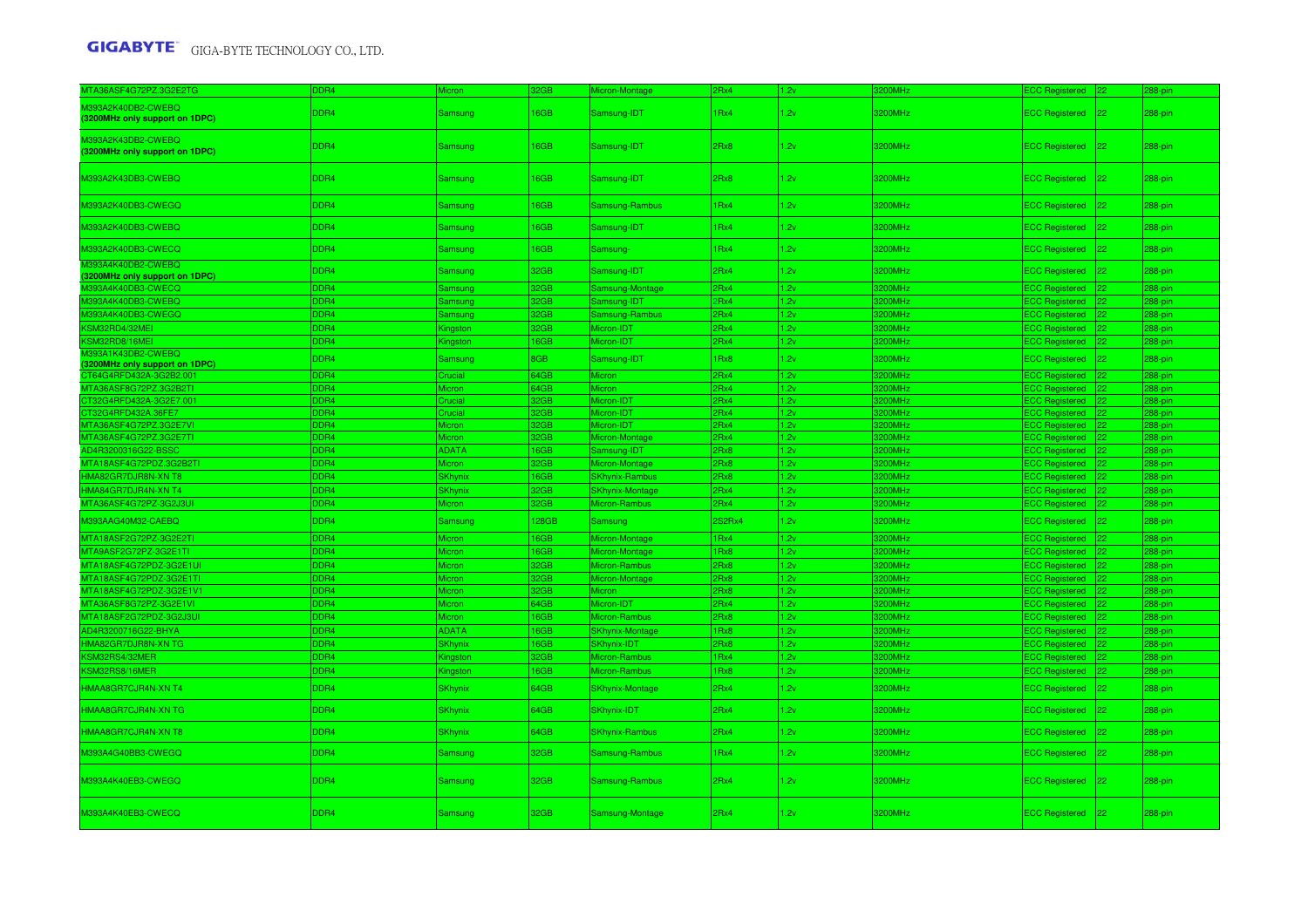| | | | | | | | | | | |
|---|---|---|---|---|---|---|---|---|---|---|
| MTA36ASF4G72PZ.3G2E2TG | DDR4 | Micron | 32GB | Micron-Montage | 2Rx4 | 1.2v | 3200MHz | ECC Registered | 22 | 288-pin |
| M393A2K40DB2-CWEBQ **(3200MHz only support on 1DPC)** | DDR4 | Samsung | 16GB | Samsung-IDT | 1Rx4 | 1.2v | 3200MHz | ECC Registered | 22 | 288-pin |
| M393A2K43DB2-CWEBQ **(3200MHz only support on 1DPC)** | DDR4 | Samsung | 16GB | Samsung-IDT | 2Rx8 | 1.2v | 3200MHz | ECC Registered | 22 | 288-pin |
| M393A2K43DB3-CWEBQ | DDR4 | Samsung | 16GB | Samsung-IDT | 2Rx8 | 1.2v | 3200MHz | ECC Registered | 22 | 288-pin |
| M393A2K40DB3-CWEGQ | DDR4 | Samsung | 16GB | Samsung-Rambus | 1Rx4 | 1.2v | 3200MHz | ECC Registered | 22 | 288-pin |
| M393A2K40DB3-CWEBQ | DDR4 | Samsung | 16GB | Samsung-IDT | 1Rx4 | 1.2v | 3200MHz | ECC Registered | 22 | 288-pin |
| M393A2K40DB3-CWECQ | DDR4 | Samsung | 16GB | Samsung- | 1Rx4 | 1.2v | 3200MHz | ECC Registered | 22 | 288-pin |
| M393A4K40DB2-CWEBQ **(3200MHz only support on 1DPC)** | DDR4 | Samsung | 32GB | Samsung-IDT | 2Rx4 | 1.2v | 3200MHz | ECC Registered | 22 | 288-pin |
| M393A4K40DB3-CWECQ | DDR4 | Samsung | 32GB | Samsung-Montage | 2Rx4 | 1.2v | 3200MHz | ECC Registered | 22 | 288-pin |
| M393A4K40DB3-CWEBQ | DDR4 | Samsung | 32GB | Samsung-IDT | 2Rx4 | 1.2v | 3200MHz | ECC Registered | 22 | 288-pin |
| M393A4K40DB3-CWEGQ | DDR4 | Samsung | 32GB | Samsung-Rambus | 2Rx4 | 1.2v | 3200MHz | ECC Registered | 22 | 288-pin |
| KSM32RD4/32MEI | DDR4 | Kingston | 32GB | Micron-IDT | 2Rx4 | 1.2v | 3200MHz | ECC Registered | 22 | 288-pin |
| KSM32RD8/16MEI | DDR4 | Kingston | 16GB | Micron-IDT | 2Rx4 | 1.2v | 3200MHz | ECC Registered | 22 | 288-pin |
| M393A1K43DB2-CWEBQ **(3200MHz only support on 1DPC)** | DDR4 | Samsung | 8GB | Samsung-IDT | 1Rx8 | 1.2v | 3200MHz | ECC Registered | 22 | 288-pin |
| CT64G4RFD432A.3G2B2.001 | DDR4 | Crucial | 64GB | Micron | 2Rx4 | 1.2v | 3200MHz | ECC Registered | 22 | 288-pin |
| MTA36ASF8G72PZ.3G2B2TI | DDR4 | Micron | 64GB | Micron | 2Rx4 | 1.2v | 3200MHz | ECC Registered | 22 | 288-pin |
| CT32G4RFD432A.3G2E7.001 | DDR4 | Crucial | 32GB | Micron-IDT | 2Rx4 | 1.2v | 3200MHz | ECC Registered | 22 | 288-pin |
| CT32G4RFD432A.36FE7 | DDR4 | Crucial | 32GB | Micron-IDT | 2Rx4 | 1.2v | 3200MHz | ECC Registered | 22 | 288-pin |
| MTA36ASF4G72PZ.3G2E7VI | DDR4 | Micron | 32GB | Micron-IDT | 2Rx4 | 1.2v | 3200MHz | ECC Registered | 22 | 288-pin |
| MTA36ASF4G72PZ.3G2E7TI | DDR4 | Micron | 32GB | Micron-Montage | 2Rx4 | 1.2v | 3200MHz | ECC Registered | 22 | 288-pin |
| AD4R3200316G22-BSSC | DDR4 | ADATA | 16GB | Samsung-IDT | 2Rx8 | 1.2v | 3200MHz | ECC Registered | 22 | 288-pin |
| MTA18ASF4G72PDZ.3G2B2TI | DDR4 | Micron | 32GB | Micron-Montage | 2Rx8 | 1.2v | 3200MHz | ECC Registered | 22 | 288-pin |
| HMA82GR7DJR8N-XN T8 | DDR4 | SKhynix | 16GB | SKhynix-Rambus | 2Rx8 | 1.2v | 3200MHz | ECC Registered | 22 | 288-pin |
| HMA84GR7DJR4N-XN T4 | DDR4 | SKhynix | 32GB | SKhynix-Montage | 2Rx4 | 1.2v | 3200MHz | ECC Registered | 22 | 288-pin |
| MTA36ASF4G72PZ-3G2J3UI | DDR4 | Micron | 32GB | Micron-Rambus | 2Rx4 | 1.2v | 3200MHz | ECC Registered | 22 | 288-pin |
| M393AAG40M32-CAEBQ | DDR4 | Samsung | 128GB | Samsung | 2S2Rx4 | 1.2v | 3200MHz | ECC Registered | 22 | 288-pin |
| MTA18ASF2G72PZ-3G2E2TI | DDR4 | Micron | 16GB | Micron-Montage | 1Rx4 | 1.2v | 3200MHz | ECC Registered | 22 | 288-pin |
| MTA9ASF2G72PZ-3G2E1TI | DDR4 | Micron | 16GB | Micron-Montage | 1Rx8 | 1.2v | 3200MHz | ECC Registered | 22 | 288-pin |
| MTA18ASF4G72PDZ-3G2E1UI | DDR4 | Micron | 32GB | Micron-Rambus | 2Rx8 | 1.2v | 3200MHz | ECC Registered | 22 | 288-pin |
| MTA18ASF4G72PDZ-3G2E1TI | DDR4 | Micron | 32GB | Micron-Montage | 2Rx8 | 1.2v | 3200MHz | ECC Registered | 22 | 288-pin |
| MTA18ASF4G72PDZ-3G2E1V1 | DDR4 | Micron | 32GB | Micron | 2Rx8 | 1.2v | 3200MHz | ECC Registered | 22 | 288-pin |
| MTA36ASF8G72PZ-3G2E1VI | DDR4 | Micron | 64GB | Micron-IDT | 2Rx4 | 1.2v | 3200MHz | ECC Registered | 22 | 288-pin |
| MTA18ASF2G72PDZ-3G2J3UI | DDR4 | Micron | 16GB | Micron-Rambus | 2Rx8 | 1.2v | 3200MHz | ECC Registered | 22 | 288-pin |
| AD4R3200716G22-BHYA | DDR4 | ADATA | 16GB | SKhynix-Montage | 1Rx8 | 1.2v | 3200MHz | ECC Registered | 22 | 288-pin |
| HMA82GR7DJR8N-XN TG | DDR4 | SKhynix | 16GB | SKhynix-IDT | 2Rx8 | 1.2v | 3200MHz | ECC Registered | 22 | 288-pin |
| KSM32RS4/32MER | DDR4 | Kingston | 32GB | Micron-Rambus | 1Rx4 | 1.2v | 3200MHz | ECC Registered | 22 | 288-pin |
| KSM32RS8/16MER | DDR4 | Kingston | 16GB | Micron-Rambus | 1Rx8 | 1.2v | 3200MHz | ECC Registered | 22 | 288-pin |
| HMAA8GR7CJR4N-XN T4 | DDR4 | SKhynix | 64GB | SKhynix-Montage | 2Rx4 | 1.2v | 3200MHz | ECC Registered | 22 | 288-pin |
| HMAA8GR7CJR4N-XN TG | DDR4 | SKhynix | 64GB | SKhynix-IDT | 2Rx4 | 1.2v | 3200MHz | ECC Registered | 22 | 288-pin |
| HMAA8GR7CJR4N-XN T8 | DDR4 | SKhynix | 64GB | SKhynix-Rambus | 2Rx4 | 1.2v | 3200MHz | ECC Registered | 22 | 288-pin |
| M393A4G40BB3-CWEGQ | DDR4 | Samsung | 32GB | Samsung-Rambus | 1Rx4 | 1.2v | 3200MHz | ECC Registered | 22 | 288-pin |
| M393A4K40EB3-CWEGQ | DDR4 | Samsung | 32GB | Samsung-Rambus | 2Rx4 | 1.2v | 3200MHz | ECC Registered | 22 | 288-pin |
| M393A4K40EB3-CWECQ | DDR4 | Samsung | 32GB | Samsung-Montage | 2Rx4 | 1.2v | 3200MHz | ECC Registered | 22 | 288-pin |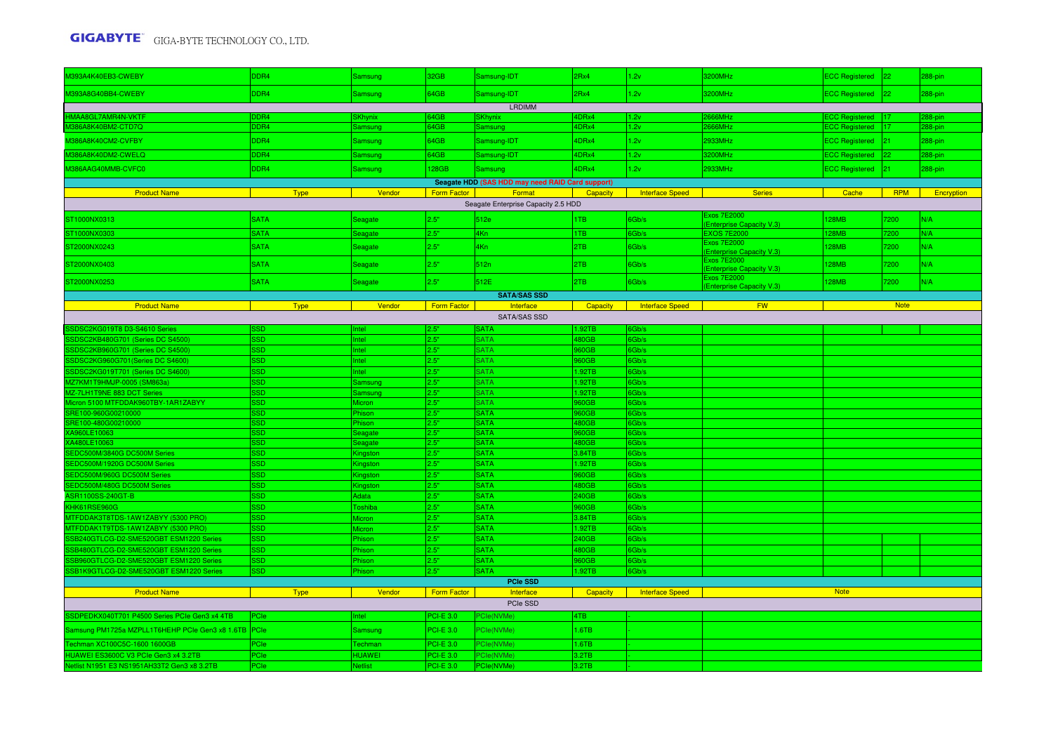| | | | | | | | | | | |
|---|---|---|---|---|---|---|---|---|---|---|
| M393A4K40EB3-CWEBY | DDR4 | Samsung | 32GB | Samsung-IDT | 2Rx4 | 1.2v | 3200MHz | ECC Registered | 22 | 288-pin |
| M393A8G40BB4-CWEBY | DDR4 | Samsung | 64GB | Samsung-IDT | 2Rx4 | 1.2v | 3200MHz | ECC Registered | 22 | 288-pin |
| LRDIMM | | | | | | | | | | |
| HMAA8GL7AMR4N-VKTF | DDR4 | SKhynix | 64GB | SKhynix | 4DRx4 | 1.2v | 2666MHz | ECC Registered | 17 | 288-pin |
| M386A8K40BM2-CTD7Q | DDR4 | Samsung | 64GB | Samsung | 4DRx4 | 1.2v | 2666MHz | ECC Registered | 17 | 288-pin |
| M386A8K40CM2-CVFBY | DDR4 | Samsung | 64GB | Samsung-IDT | 4DRx4 | 1.2v | 2933MHz | ECC Registered | 21 | 288-pin |
| M386A8K40DM2-CWELQ | DDR4 | Samsung | 64GB | Samsung-IDT | 4DRx4 | 1.2v | 3200MHz | ECC Registered | 22 | 288-pin |
| M386AAG40MMB-CVFC0 | DDR4 | Samsung | 128GB | Samsung | 4DRx4 | 1.2v | 2933MHz | ECC Registered | 21 | 288-pin |

**Seagate HDD (SAS HDD may need RAID Card support)**

| Product Name | Type | Vendor | Form Factor | Format | Capacity | Interface Speed | Series | Cache | RPM | Encryption |
|---|---|---|---|---|---|---|---|---|---|---|
| Seagate Enterprise Capacity 2.5 HDD | | | | | | | | | | |
| ST1000NX0313 | SATA | Seagate | 2.5" | 512e | 1TB | 6Gb/s | Exos 7E2000 (Enterprise Capacity V.3) | 128MB | 7200 | N/A |
| ST1000NX0303 | SATA | Seagate | 2.5" | 4Kn | 1TB | 6Gb/s | EXOS 7E2000 | 128MB | 7200 | N/A |
| ST2000NX0243 | SATA | Seagate | 2.5" | 4Kn | 2TB | 6Gb/s | Exos 7E2000 (Enterprise Capacity V.3) | 128MB | 7200 | N/A |
| ST2000NX0403 | SATA | Seagate | 2.5" | 512n | 2TB | 6Gb/s | Exos 7E2000 (Enterprise Capacity V.3) | 128MB | 7200 | N/A |
| ST2000NX0253 | SATA | Seagate | 2.5" | 512E | 2TB | 6Gb/s | Exos 7E2000 (Enterprise Capacity V.3) | 128MB | 7200 | N/A |

**SATA/SAS SSD**

| Product Name | Type | Vendor | Form Factor | Interface | Capacity | Interface Speed | FW | Note |
|---|---|---|---|---|---|---|---|---|
| SATA/SAS SSD | | | | | | | | |
| SSDSC2KG019T8 D3-S4610 Series | SSD | Intel | 2.5" | SATA | 1.92TB | 6Gb/s | | |
| SSDSC2KB480G701 (Series DC S4500) | SSD | Intel | 2.5" | SATA | 480GB | 6Gb/s | | |
| SSDSC2KB960G701 (Series DC S4500) | SSD | Intel | 2.5" | SATA | 960GB | 6Gb/s | | |
| SSDSC2KG960G701(Series DC S4600) | SSD | Intel | 2.5" | SATA | 960GB | 6Gb/s | | |
| SSDSC2KG019T701 (Series DC S4600) | SSD | Intel | 2.5" | SATA | 1.92TB | 6Gb/s | | |
| MZ7KM1T9HMJP-0005 (SM863a) | SSD | Samsung | 2.5" | SATA | 1.92TB | 6Gb/s | | |
| MZ-7LH1T9NE 883 DCT Series | SSD | Samsung | 2.5" | SATA | 1.92TB | 6Gb/s | | |
| Micron 5100 MTFDDAK960TBY-1AR1ZABYY | SSD | Micron | 2.5" | SATA | 960GB | 6Gb/s | | |
| SRE100-960G00210000 | SSD | Phison | 2.5" | SATA | 960GB | 6Gb/s | | |
| SRE100-480G00210000 | SSD | Phison | 2.5" | SATA | 480GB | 6Gb/s | | |
| XA960LE10063 | SSD | Seagate | 2.5" | SATA | 960GB | 6Gb/s | | |
| XA480LE10063 | SSD | Seagate | 2.5" | SATA | 480GB | 6Gb/s | | |
| SEDC500M/3840G DC500M Series | SSD | Kingston | 2.5" | SATA | 3.84TB | 6Gb/s | | |
| SEDC500M/1920G DC500M Series | SSD | Kingston | 2.5" | SATA | 1.92TB | 6Gb/s | | |
| SEDC500M/960G DC500M Series | SSD | Kingston | 2.5" | SATA | 960GB | 6Gb/s | | |
| SEDC500M/480G DC500M Series | SSD | Kingston | 2.5" | SATA | 480GB | 6Gb/s | | |
| ASR1100SS-240GT-B | SSD | Adata | 2.5" | SATA | 240GB | 6Gb/s | | |
| KHK61RSE960G | SSD | Toshiba | 2.5" | SATA | 960GB | 6Gb/s | | |
| MTFDDAK3T8TDS-1AW1ZABYY (5300 PRO) | SSD | Micron | 2.5" | SATA | 3.84TB | 6Gb/s | | |
| MTFDDAK1T9TDS-1AW1ZABYY (5300 PRO) | SSD | Micron | 2.5" | SATA | 1.92TB | 6Gb/s | | |
| SSB240GTLCG-D2-SME520GBT ESM1220 Series | SSD | Phison | 2.5" | SATA | 240GB | 6Gb/s | | |
| SSB480GTLCG-D2-SME520GBT ESM1220 Series | SSD | Phison | 2.5" | SATA | 480GB | 6Gb/s | | |
| SSB960GTLCG-D2-SME520GBT ESM1220 Series | SSD | Phison | 2.5" | SATA | 960GB | 6Gb/s | | |
| SSB1K9GTLCG-D2-SME520GBT ESM1220 Series | SSD | Phison | 2.5" | SATA | 1.92TB | 6Gb/s | | |

**PCIe SSD**

| Product Name | Type | Vendor | Form Factor | Interface | Capacity | Interface Speed | Note |
|---|---|---|---|---|---|---|---|
| PCIe SSD | | | | | | | |
| SSDPEDKX040T701 P4500 Series PCIe Gen3 x4 4TB | PCIe | Intel | PCI-E 3.0 | PCIe(NVMe) | 4TB | - | |
| Samsung PM1725a MZPLL1T6HEHP PCIe Gen3 x8 1.6TB | PCIe | Samsung | PCI-E 3.0 | PCIe(NVMe) | 1.6TB | - | |
| Techman XC100C5C-1600 1600GB | PCIe | Techman | PCI-E 3.0 | PCIe(NVMe) | 1.6TB | - | |
| HUAWEI ES3600C V3 PCIe Gen3 x4 3.2TB | PCIe | HUAWEI | PCI-E 3.0 | PCIe(NVMe) | 3.2TB | - | |
| Netlist N1951 E3 NS1951AH33T2 Gen3 x8 3.2TB | PCIe | Netlist | PCI-E 3.0 | PCIe(NVMe) | 3.2TB | - | |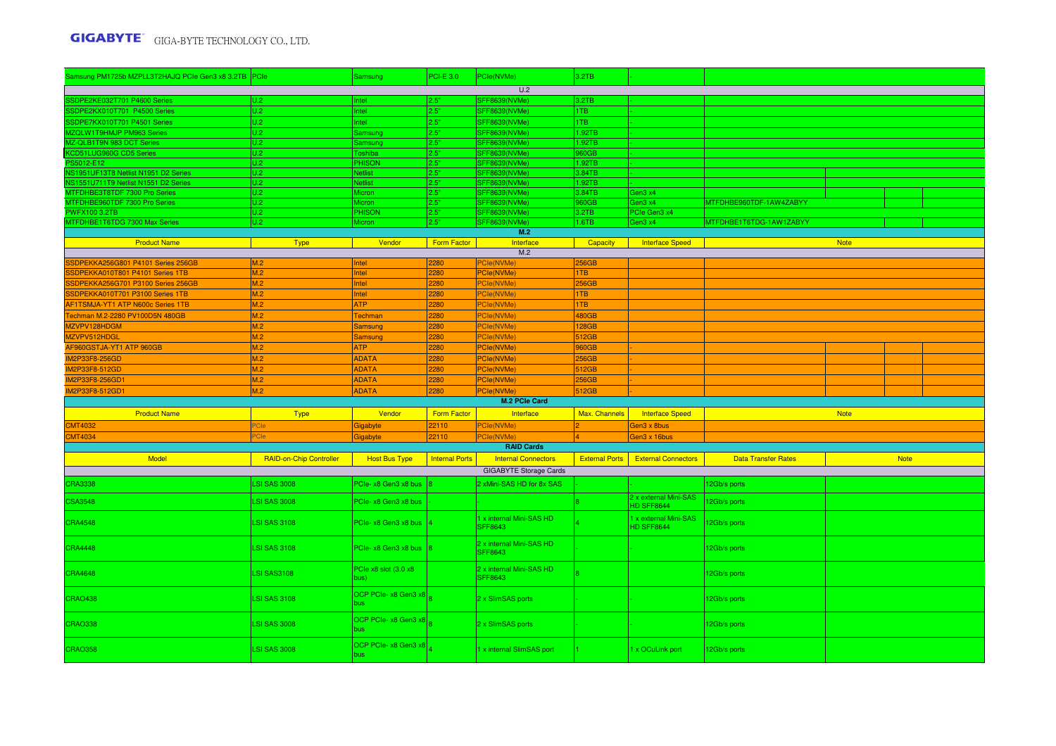| | | | | | | | |
|---|---|---|---|---|---|---|---|
| Samsung PM1725b MZPLL3T2HAJQ PCIe Gen3 x8 3.2TB | PCIe | Samsung | PCI-E 3.0 | PCIe(NVMe) | 3.2TB | - | |
| **U.2** | | | | | | | |
| SSDPE2KE032T701 P4600 Series | U.2 | Intel | 2.5" | SFF8639(NVMe) | 3.2TB | - | |
| SSDPE2KX010T701 P4500 Series | U.2 | Intel | 2.5" | SFF8639(NVMe) | 1TB | - | |
| SSDPE7KX010T701 P4501 Series | U.2 | Intel | 2.5" | SFF8639(NVMe) | 1TB | - | |
| MZQLW1T9HMJP PM963 Series | U.2 | Samsung | 2.5" | SFF8639(NVMe) | 1.92TB | - | |
| MZ-QLB1T9N 983 DCT Series | U.2 | Samsung | 2.5" | SFF8639(NVMe) | 1.92TB | - | |
| KCD51LUG960G CD5 Series | U.2 | Toshiba | 2.5" | SFF8639(NVMe) | 960GB | - | |
| PS5012-E12 | U.2 | PHISON | 2.5" | SFF8639(NVMe) | 1.92TB | - | |
| NS1951UF13T8 Netlist N1951 D2 Series | U.2 | Netlist | 2.5" | SFF8639(NVMe) | 3.84TB | - | |
| NS1551U711T9 Netlist N1551 D2 Series | U.2 | Netlist | 2.5" | SFF8639(NVMe) | 1.92TB | - | |
| MTFDHBE3T8TDF 7300 Pro Series | U.2 | Micron | 2.5" | SFF8639(NVMe) | 3.84TB | Gen3 x4 | |
| MTFDHBE960TDF 7300 Pro Series | U.2 | Micron | 2.5" | SFF8639(NVMe) | 960GB | Gen3 x4 | MTFDHBE960TDF-1AW4ZABYY |
| PWFX100 3.2TB | U.2 | PHISON | 2.5" | SFF8639(NVMe) | 3.2TB | PCIe Gen3 x4 | |
| MTFDHBE1T6TDG 7300 Max Series | U.2 | Micron | 2.5" | SFF8639(NVMe) | 1.6TB | Gen3 x4 | MTFDHBE1T6TDG-1AW1ZABYY |

**M.2**

| Product Name | Type | Vendor | Form Factor | Interface | Capacity | Interface Speed | Note |
|---|---|---|---|---|---|---|---|
| **M.2** | | | | | | | |
| SSDPEKKA256G801 P4101 Series 256GB | M.2 | Intel | 2280 | PCIe(NVMe) | 256GB | | |
| SSDPEKKA010T801 P4101 Series 1TB | M.2 | Intel | 2280 | PCIe(NVMe) | 1TB | | |
| SSDPEKKA256G701 P3100 Series 256GB | M.2 | Intel | 2280 | PCIe(NVMe) | 256GB | | |
| SSDPEKKA010T701 P3100 Series 1TB | M.2 | Intel | 2280 | PCIe(NVMe) | 1TB | | |
| AF1TSMJA-YT1 ATP N600c Series 1TB | M.2 | ATP | 2280 | PCIe(NVMe) | 1TB | | |
| Techman M.2-2280 PV100D5N 480GB | M.2 | Techman | 2280 | PCIe(NVMe) | 480GB | | |
| MZVPV128HDGM | M.2 | Samsung | 2280 | PCIe(NVMe) | 128GB | | |
| MZVPV512HDGL | M.2 | Samsung | 2280 | PCIe(NVMe) | 512GB | | |
| AF960GSTJA-YT1 ATP 960GB | M.2 | ATP | 2280 | PCIe(NVMe) | 960GB | - | |
| IM2P33F8-256GD | M.2 | ADATA | 2280 | PCIe(NVMe) | 256GB | - | |
| IM2P33F8-512GD | M.2 | ADATA | 2280 | PCIe(NVMe) | 512GB | - | |
| IM2P33F8-256GD1 | M.2 | ADATA | 2280 | PCIe(NVMe) | 256GB | - | |
| IM2P33F8-512GD1 | M.2 | ADATA | 2280 | PCIe(NVMe) | 512GB | - | |

**M.2 PCIe Card**

| Product Name | Type | Vendor | Form Factor | Interface | Max. Channels | Interface Speed | Note |
|---|---|---|---|---|---|---|---|
| CMT4032 | PCIe | Gigabyte | 22110 | PCIe(NVMe) | 2 | Gen3 x 8bus | |
| CMT4034 | PCIe | Gigabyte | 22110 | PCIe(NVMe) | 4 | Gen3 x 16bus | |

**RAID Cards**

| Model | RAID-on-Chip Controller | Host Bus Type | Internal Ports | Internal Connectors | External Ports | External Connectors | Data Transfer Rates | Note |
|---|---|---|---|---|---|---|---|---|
| **GIGABYTE Storage Cards** | | | | | | | | |
| CRA3338 | LSI SAS 3008 | PCIe- x8 Gen3 x8 bus | 8 | 2 xMini-SAS HD for 8x SAS | - | - | 12Gb/s ports | |
| CSA3548 | LSI SAS 3008 | PCIe- x8 Gen3 x8 bus | | | 8 | 2 x external Mini-SAS HD SFF8644 | 12Gb/s ports | |
| CRA4548 | LSI SAS 3108 | PCIe- x8 Gen3 x8 bus | 4 | 1 x internal Mini-SAS HD SFF8643 | 4 | 1 x external Mini-SAS HD SFF8644 | 12Gb/s ports | |
| CRA4448 | LSI SAS 3108 | PCIe- x8 Gen3 x8 bus | 8 | 2 x internal Mini-SAS HD SFF8643 | - | - | 12Gb/s ports | |
| CRA4648 | LSI SAS3108 | PCIe x8 slot (3.0 x8 bus) | | 2 x internal Mini-SAS HD SFF8643 | 8 | | 12Gb/s ports | |
| CRAO438 | LSI SAS 3108 | OCP PCIe- x8 Gen3 x8 bus | 8 | 2 x SlimSAS ports | - | - | 12Gb/s ports | |
| CRAO338 | LSI SAS 3008 | OCP PCIe- x8 Gen3 x8 bus | 8 | 2 x SlimSAS ports | - | - | 12Gb/s ports | |
| CRAO358 | LSI SAS 3008 | OCP PCIe- x8 Gen3 x8 bus | 4 | 1 x internal SlimSAS port | 1 | 1 x OCuLink port | 12Gb/s ports | |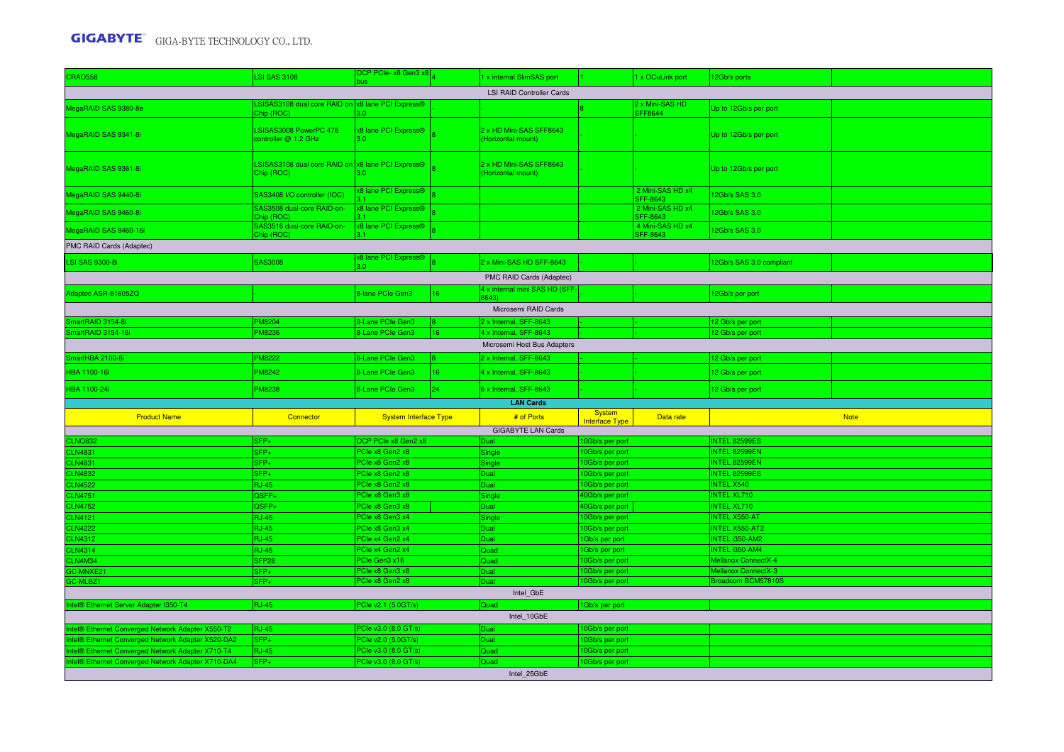| | | | | | | | | |
|---|---|---|---|---|---|---|---|---|
| CRAO558 | LSI SAS 3108 | OCP PCIe- x8 Gen3 x8 bus | 4 | 1 x internal SlimSAS port | 1 | 1 x OCuLink port | 12Gb/s ports | |
| LSI RAID Controller Cards | | | | | | | | |
| MegaRAID SAS 9380-8e | LSISAS3108 dual core RAID on Chip (ROC) | x8 lane PCI Express® 3.0 | | | 8 | 2 x Mini-SAS HD SFF8644 | Up to 12Gb/s per port | |
| MegaRAID SAS 9341-8i | LSISAS3008 PowerPC 476 controller @ 1.2 GHz | x8 lane PCI Express® 3.0 | 8 | 2 x HD Mini-SAS SFF8643 (Horizontal mount) | - | - | Up to 12Gb/s per port | |
| MegaRAID SAS 9361-8i | LSISAS3108 dual core RAID on Chip (ROC) | x8 lane PCI Express® 3.0 | 8 | 2 x HD Mini-SAS SFF8643 (Horizontal mount) | - | - | Up to 12Gb/s per port | |
| MegaRAID SAS 9440-8i | SAS3408 I/O controller (IOC) | x8 lane PCI Express® 3.1 | 8 | | | 2 Mini-SAS HD x4 SFF-8643 | 12Gb/s SAS 3.0 | |
| MegaRAID SAS 9460-8i | SAS3508 dual-core RAID-on-Chip (ROC) | x8 lane PCI Express® 3.1 | 8 | | | 2 Mini-SAS HD x4 SFF-8643 | 12Gb/s SAS 3.0 | |
| MegaRAID SAS 9460-16i | SAS3516 dual-core RAID-on-Chip (ROC) | x8 lane PCI Express® 3.1 | 8 | | | 4 Mini-SAS HD x4 SFF-8643 | 12Gb/s SAS 3.0 | |
| PMC RAID Cards (Adaptec) | | | | | | | | |
| LSI SAS 9300-8i | SAS3008 | x8 lane PCI Express® 3.0 | 8 | 2 x Mini-SAS HD SFF-8643 | - | - | 12Gb/s SAS 3.0 compliant | |
| PMC RAID Cards (Adaptec) | | | | | | | | |
| Adaptec ASR-81605ZQ | - | 8-lane PCIe Gen3 | 16 | 4 x internal mini SAS HD (SFF-8643) | - | - | 12Gb/s per port | |
| Microsemi RAID Cards | | | | | | | | |
| SmartRAID 3154-8i | PM8204 | 8-Lane PCIe Gen3 | 8 | 2 x Internal, SFF-8643 | - | - | 12 Gb/s per port | |
| SmartRAID 3154-16i | PM8236 | 8-Lane PCIe Gen3 | 16 | 4 x Internal, SFF-8643 | - | - | 12 Gb/s per port | |
| Microsemi Host Bus Adapters | | | | | | | | |
| SmartHBA 2100-8i | PM8222 | 8-Lane PCIe Gen3 | 8 | 2 x Internal, SFF-8643 | - | - | 12 Gb/s per port | |
| HBA 1100-16i | PM8242 | 8-Lane PCIe Gen3 | 16 | 4 x Internal, SFF-8643 | - | - | 12 Gb/s per port | |
| HBA 1100-24i | PM8238 | 8-Lane PCIe Gen3 | 24 | 6 x Internal, SFF-8643 | - | - | 12 Gb/s per port | |

**LAN Cards**

| Product Name | Connector | System Interface Type | # of Ports | System Interface Type | Data rate | Note |
|---|---|---|---|---|---|---|
| GIGABYTE LAN Cards | | | | | | |
| CLNO832 | SFP+ | OCP PCIe x8 Gen2 x8 | Dual | 10Gb/s per port | | INTEL 82599ES |
| CLN4831 | SFP+ | PCIe x8 Gen2 x8 | Single | 10Gb/s per port | | INTEL 82599EN |
| CLN4831 | SFP+ | PCIe x8 Gen2 x8 | Single | 10Gb/s per port | | INTEL 82599EN |
| CLN4832 | SFP+ | PCIe x8 Gen2 x8 | Dual | 10Gb/s per port | | INTEL 82599ES |
| CLN4522 | RJ-45 | PCIe x8 Gen2 x8 | Dual | 10Gb/s per port | | INTEL X540 |
| CLN4751 | QSFP+ | PCIe x8 Gen3 x8 | Single | 40Gb/s per port | | INTEL XL710 |
| CLN4752 | QSFP+ | PCIe x8 Gen3 x8 | Dual | 40Gb/s per port | | INTEL XL710 |
| CLN4121 | RJ-45 | PCIe x8 Gen3 x4 | Single | 10Gb/s per port | | INTEL X550-AT |
| CLN4222 | RJ-45 | PCIe x8 Gen3 x4 | Dual | 10Gb/s per port | | INTEL X550-AT2 |
| CLN4312 | RJ-45 | PCIe x4 Gen2 x4 | Dual | 1Gb/s per port | | INTEL i350-AM2 |
| CLN4314 | RJ-45 | PCIe x4 Gen2 x4 | Quad | 1Gb/s per port | | INTEL i350-AM4 |
| CLN4M34 | SFP28 | PCIe Gen3 x16 | Quad | 10Gb/s per port | | Mellanox ConnectX-4 |
| GC-MNXE21 | SFP+ | PCIe x8 Gen3 x8 | Dual | 10Gb/s per port | | Mellanox ConnectX-3 |
| GC-MLBZ1 | SFP+ | PCIe x8 Gen2 x8 | Dual | 10Gb/s per port | | Broadcom BCM57810S |
| Intel_GbE | | | | | | |
| Intel® Ethernet Server Adapter I350-T4 | RJ-45 | PCIe v2.1 (5.0GT/s) | Quad | 1Gb/s per port | | |
| Intel_10GbE | | | | | | |
| Intel® Ethernet Converged Network Adapter X550-T2 | RJ-45 | PCIe v3.0 (8.0 GT/s) | Dual | 10Gb/s per port | | |
| Intel® Ethernet Converged Network Adapter X520-DA2 | SFP+ | PCIe v2.0 (5.0GT/s) | Dual | 10Gb/s per port | | |
| Intel® Ethernet Converged Network Adapter X710-T4 | RJ-45 | PCIe v3.0 (8.0 GT/s) | Quad | 10Gb/s per port | | |
| Intel® Ethernet Converged Network Adapter X710-DA4 | SFP+ | PCIe v3.0 (8.0 GT/s) | Quad | 10Gb/s per port | | |
| Intel_25GbE | | | | | | |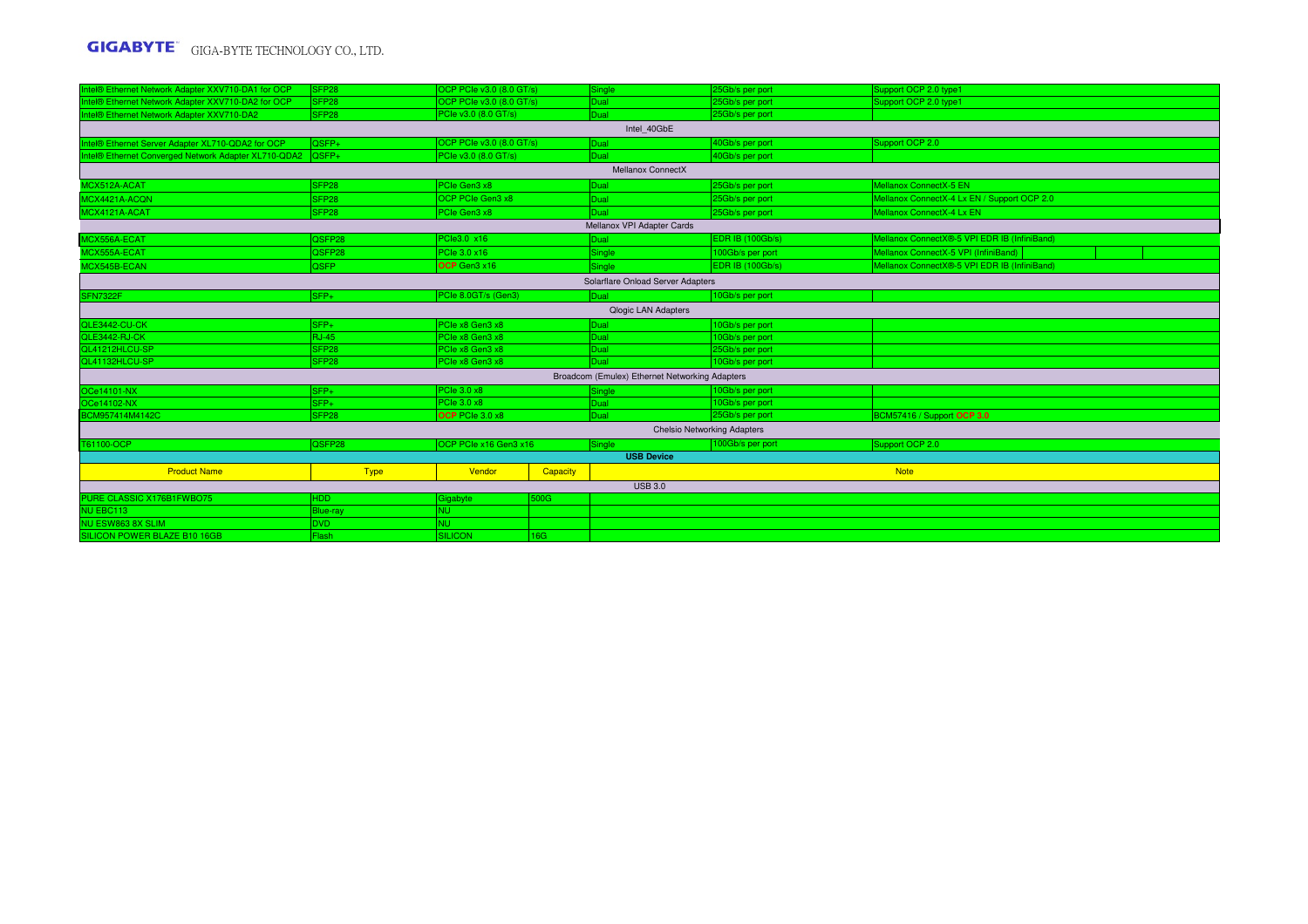| | | | | | | |
|---|---|---|---|---|---|---|
| Intel® Ethernet Network Adapter XXV710-DA1 for OCP | SFP28 | OCP PCIe v3.0 (8.0 GT/s) | | Single | 25Gb/s per port | Support OCP 2.0 type1 |
| Intel® Ethernet Network Adapter XXV710-DA2 for OCP | SFP28 | OCP PCIe v3.0 (8.0 GT/s) | | Dual | 25Gb/s per port | Support OCP 2.0 type1 |
| Intel® Ethernet Network Adapter XXV710-DA2 | SFP28 | PCIe v3.0 (8.0 GT/s) | | Dual | 25Gb/s per port | |
| Intel_40GbE | | | | | | |
| Intel® Ethernet Server Adapter XL710-QDA2 for OCP | QSFP+ | OCP PCIe v3.0 (8.0 GT/s) | | Dual | 40Gb/s per port | Support OCP 2.0 |
| Intel® Ethernet Converged Network Adapter XL710-QDA2 | QSFP+ | PCIe v3.0 (8.0 GT/s) | | Dual | 40Gb/s per port | |
| Mellanox ConnectX | | | | | | |
| MCX512A-ACAT | SFP28 | PCIe Gen3 x8 | | Dual | 25Gb/s per port | Mellanox ConnectX-5 EN |
| MCX4421A-ACQN | SFP28 | OCP PCIe Gen3 x8 | | Dual | 25Gb/s per port | Mellanox ConnectX-4 Lx EN / Support OCP 2.0 |
| MCX4121A-ACAT | SFP28 | PCIe Gen3 x8 | | Dual | 25Gb/s per port | Mellanox ConnectX-4 Lx EN |
| Mellanox VPI Adapter Cards | | | | | | |
| MCX556A-ECAT | QSFP28 | PCIe3.0 x16 | | Dual | EDR IB (100Gb/s) | Mellanox ConnectX®-5 VPI EDR IB (InfiniBand) |
| MCX555A-ECAT | QSFP28 | PCIe 3.0 x16 | | Single | 100Gb/s per port | Mellanox ConnectX-5 VPI (InfiniBand) |
| MCX545B-ECAN | QSFP | OCP Gen3 x16 | | Single | EDR IB (100Gb/s) | Mellanox ConnectX®-5 VPI EDR IB (InfiniBand) |
| Solarflare Onload Server Adapters | | | | | | |
| SFN7322F | SFP+ | PCIe 8.0GT/s (Gen3) | | Dual | 10Gb/s per port | |
| Qlogic LAN Adapters | | | | | | |
| QLE3442-CU-CK | SFP+ | PCIe x8 Gen3 x8 | | Dual | 10Gb/s per port | |
| QLE3442-RJ-CK | RJ-45 | PCIe x8 Gen3 x8 | | Dual | 10Gb/s per port | |
| QL41212HLCU-SP | SFP28 | PCIe x8 Gen3 x8 | | Dual | 25Gb/s per port | |
| QL41132HLCU-SP | SFP28 | PCIe x8 Gen3 x8 | | Dual | 10Gb/s per port | |
| Broadcom (Emulex) Ethernet Networking Adapters | | | | | | |
| OCe14101-NX | SFP+ | PCIe 3.0 x8 | | Single | 10Gb/s per port | |
| OCe14102-NX | SFP+ | PCIe 3.0 x8 | | Dual | 10Gb/s per port | |
| BCM957414M4142C | SFP28 | OCP PCIe 3.0 x8 | | Dual | 25Gb/s per port | BCM57416 / Support OCP 3.0 |
| Chelsio Networking Adapters | | | | | | |
| T61100-OCP | QSFP28 | OCP PCIe x16 Gen3 x16 | | Single | 100Gb/s per port | Support OCP 2.0 |
| **USB Device** | | | | | | |
| Product Name | Type | Vendor | Capacity | Note | | |
| USB 3.0 | | | | | | |
| PURE CLASSIC X176B1FWBO75 | HDD | Gigabyte | 500G | | | |
| NU EBC113 | Blue-ray | NU | | | | |
| NU ESW863 8X SLIM | DVD | NU | | | | |
| SILICON POWER BLAZE B10 16GB | Flash | SILICON | 16G | | | |